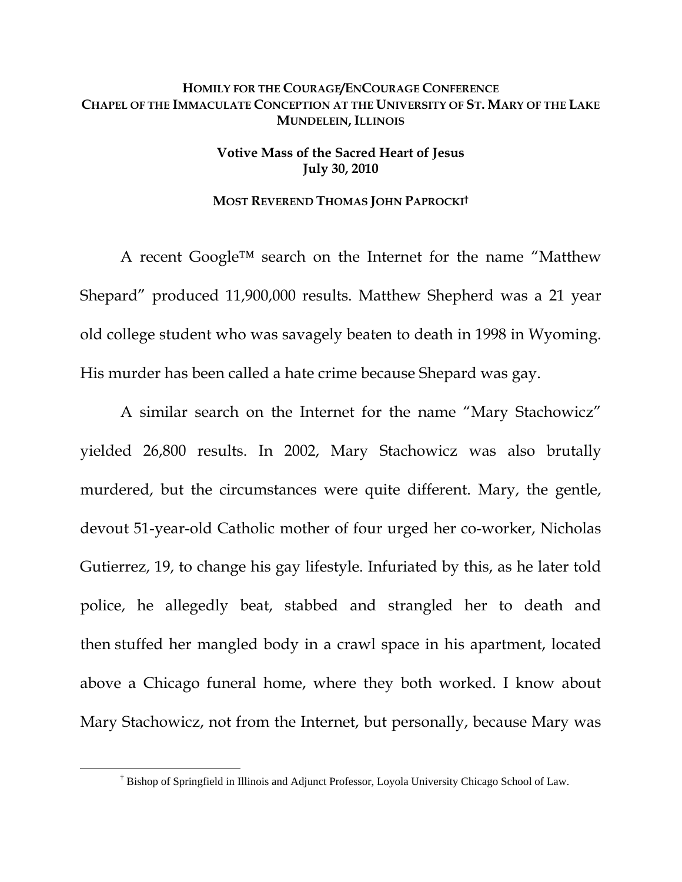**HOMILY FOR THE COURAGE/ENCOURAGE CONFERENCE**
**CHAPEL OF THE IMMACULATE CONCEPTION AT THE UNIVERSITY OF ST. MARY OF THE LAKE**
**MUNDELEIN, ILLINOIS**

**Votive Mass of the Sacred Heart of Jesus**
**July 30, 2010**

**MOST REVEREND THOMAS JOHN PAPROCKI†**

A recent Google™ search on the Internet for the name "Matthew Shepard" produced 11,900,000 results. Matthew Shepherd was a 21 year old college student who was savagely beaten to death in 1998 in Wyoming. His murder has been called a hate crime because Shepard was gay.

A similar search on the Internet for the name "Mary Stachowicz" yielded 26,800 results. In 2002, Mary Stachowicz was also brutally murdered, but the circumstances were quite different. Mary, the gentle, devout 51-year-old Catholic mother of four urged her co-worker, Nicholas Gutierrez, 19, to change his gay lifestyle. Infuriated by this, as he later told police, he allegedly beat, stabbed and strangled her to death and then stuffed her mangled body in a crawl space in his apartment, located above a Chicago funeral home, where they both worked. I know about Mary Stachowicz, not from the Internet, but personally, because Mary was

---

† Bishop of Springfield in Illinois and Adjunct Professor, Loyola University Chicago School of Law.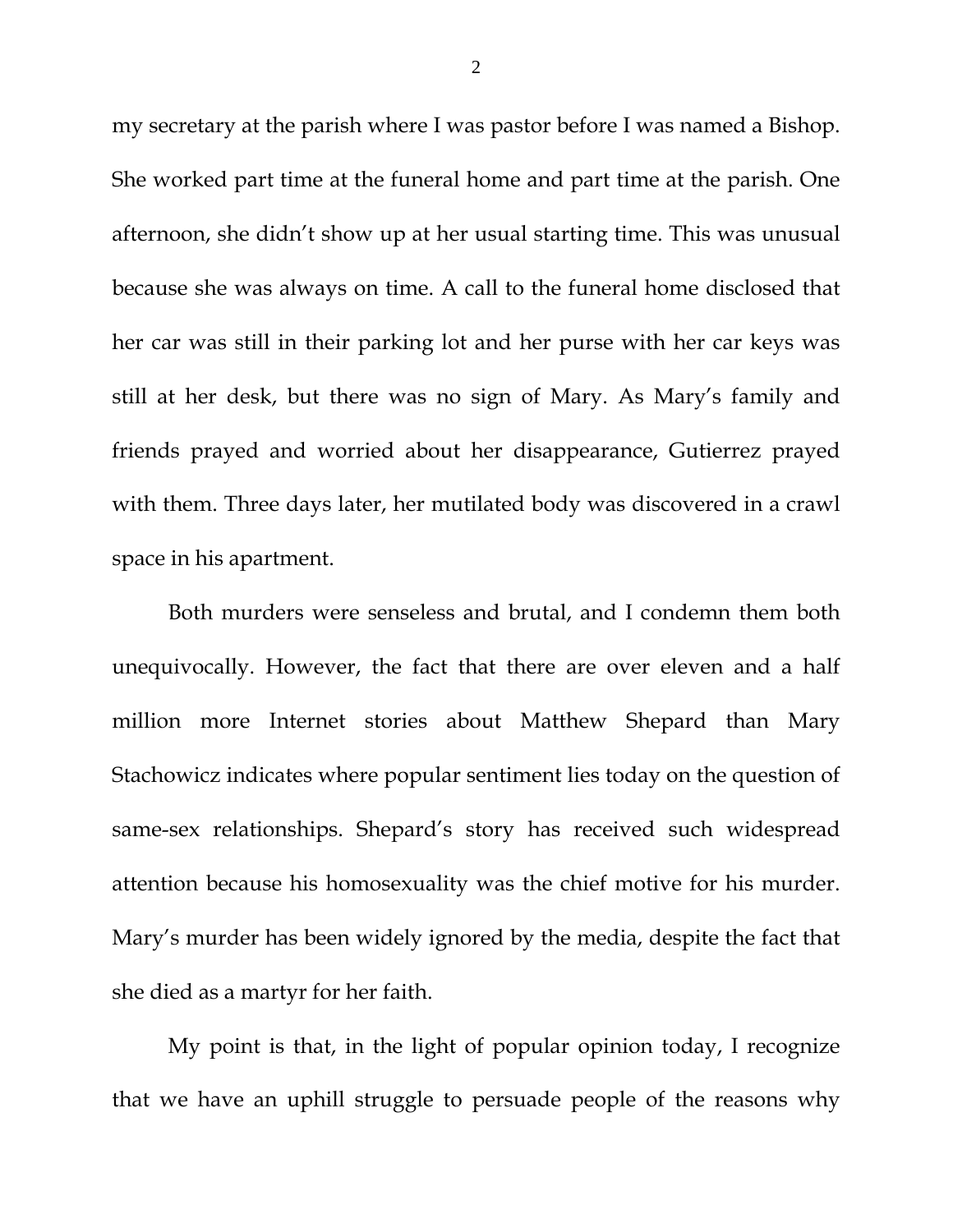my secretary at the parish where I was pastor before I was named a Bishop. She worked part time at the funeral home and part time at the parish. One afternoon, she didn't show up at her usual starting time. This was unusual because she was always on time. A call to the funeral home disclosed that her car was still in their parking lot and her purse with her car keys was still at her desk, but there was no sign of Mary. As Mary's family and friends prayed and worried about her disappearance, Gutierrez prayed with them. Three days later, her mutilated body was discovered in a crawl space in his apartment.

Both murders were senseless and brutal, and I condemn them both unequivocally. However, the fact that there are over eleven and a half million more Internet stories about Matthew Shepard than Mary Stachowicz indicates where popular sentiment lies today on the question of same-sex relationships. Shepard's story has received such widespread attention because his homosexuality was the chief motive for his murder. Mary's murder has been widely ignored by the media, despite the fact that she died as a martyr for her faith.

My point is that, in the light of popular opinion today, I recognize that we have an uphill struggle to persuade people of the reasons why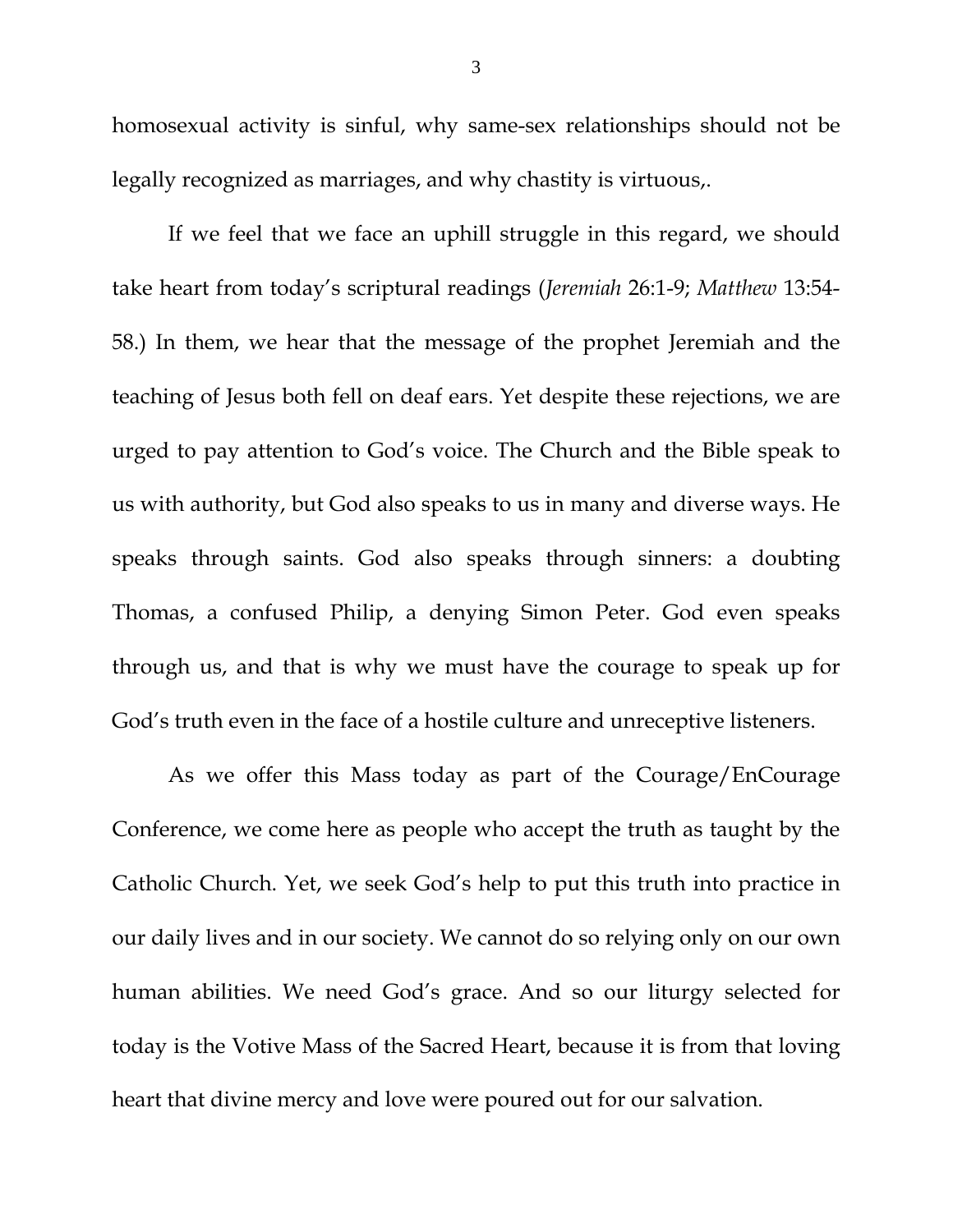homosexual activity is sinful, why same-sex relationships should not be legally recognized as marriages, and why chastity is virtuous,.

If we feel that we face an uphill struggle in this regard, we should take heart from today's scriptural readings (*Jeremiah* 26:1-9; *Matthew* 13:54-58.) In them, we hear that the message of the prophet Jeremiah and the teaching of Jesus both fell on deaf ears. Yet despite these rejections, we are urged to pay attention to God's voice. The Church and the Bible speak to us with authority, but God also speaks to us in many and diverse ways. He speaks through saints. God also speaks through sinners: a doubting Thomas, a confused Philip, a denying Simon Peter. God even speaks through us, and that is why we must have the courage to speak up for God's truth even in the face of a hostile culture and unreceptive listeners.

As we offer this Mass today as part of the Courage/EnCourage Conference, we come here as people who accept the truth as taught by the Catholic Church. Yet, we seek God's help to put this truth into practice in our daily lives and in our society. We cannot do so relying only on our own human abilities. We need God's grace. And so our liturgy selected for today is the Votive Mass of the Sacred Heart, because it is from that loving heart that divine mercy and love were poured out for our salvation.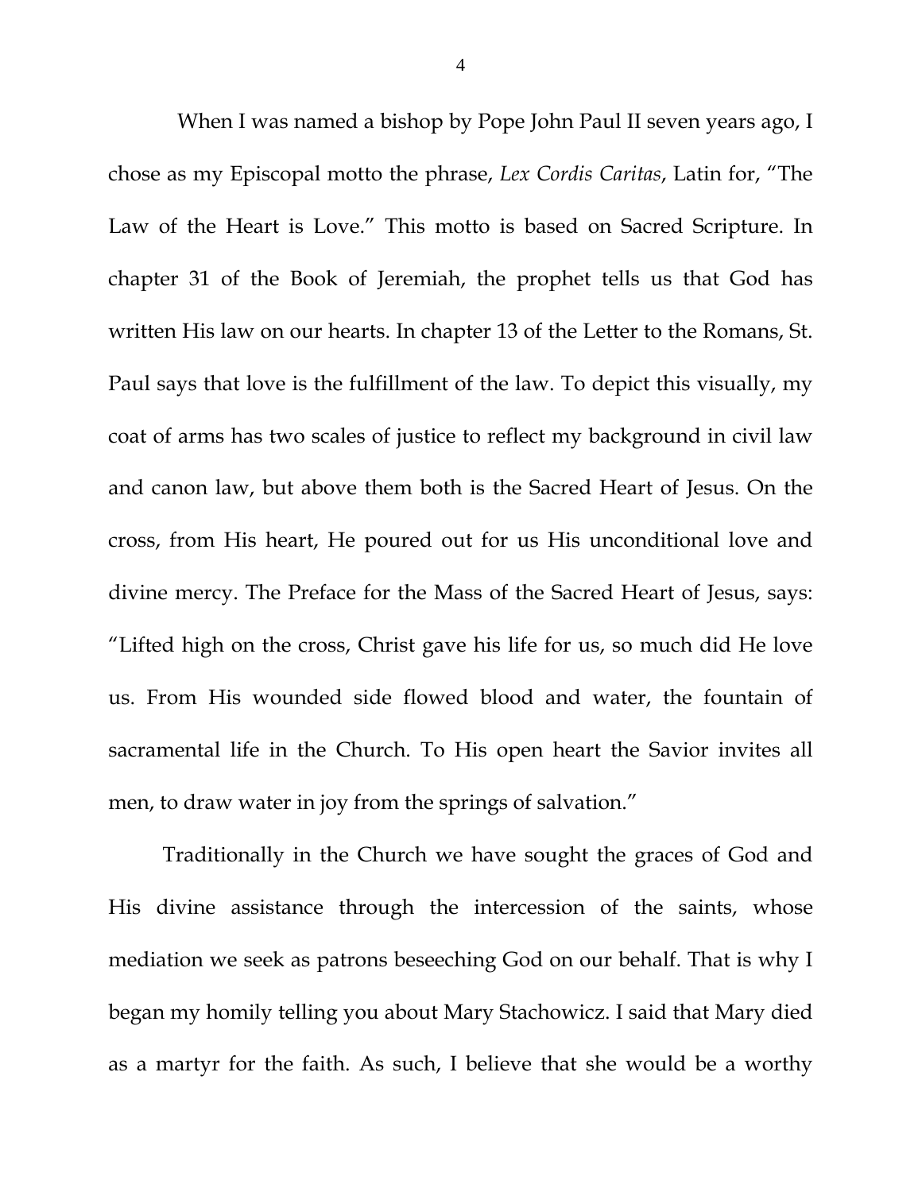When I was named a bishop by Pope John Paul II seven years ago, I chose as my Episcopal motto the phrase, *Lex Cordis Caritas*, Latin for, "The Law of the Heart is Love." This motto is based on Sacred Scripture. In chapter 31 of the Book of Jeremiah, the prophet tells us that God has written His law on our hearts. In chapter 13 of the Letter to the Romans, St. Paul says that love is the fulfillment of the law. To depict this visually, my coat of arms has two scales of justice to reflect my background in civil law and canon law, but above them both is the Sacred Heart of Jesus. On the cross, from His heart, He poured out for us His unconditional love and divine mercy. The Preface for the Mass of the Sacred Heart of Jesus, says: "Lifted high on the cross, Christ gave his life for us, so much did He love us. From His wounded side flowed blood and water, the fountain of sacramental life in the Church. To His open heart the Savior invites all men, to draw water in joy from the springs of salvation."

Traditionally in the Church we have sought the graces of God and His divine assistance through the intercession of the saints, whose mediation we seek as patrons beseeching God on our behalf. That is why I began my homily telling you about Mary Stachowicz. I said that Mary died as a martyr for the faith. As such, I believe that she would be a worthy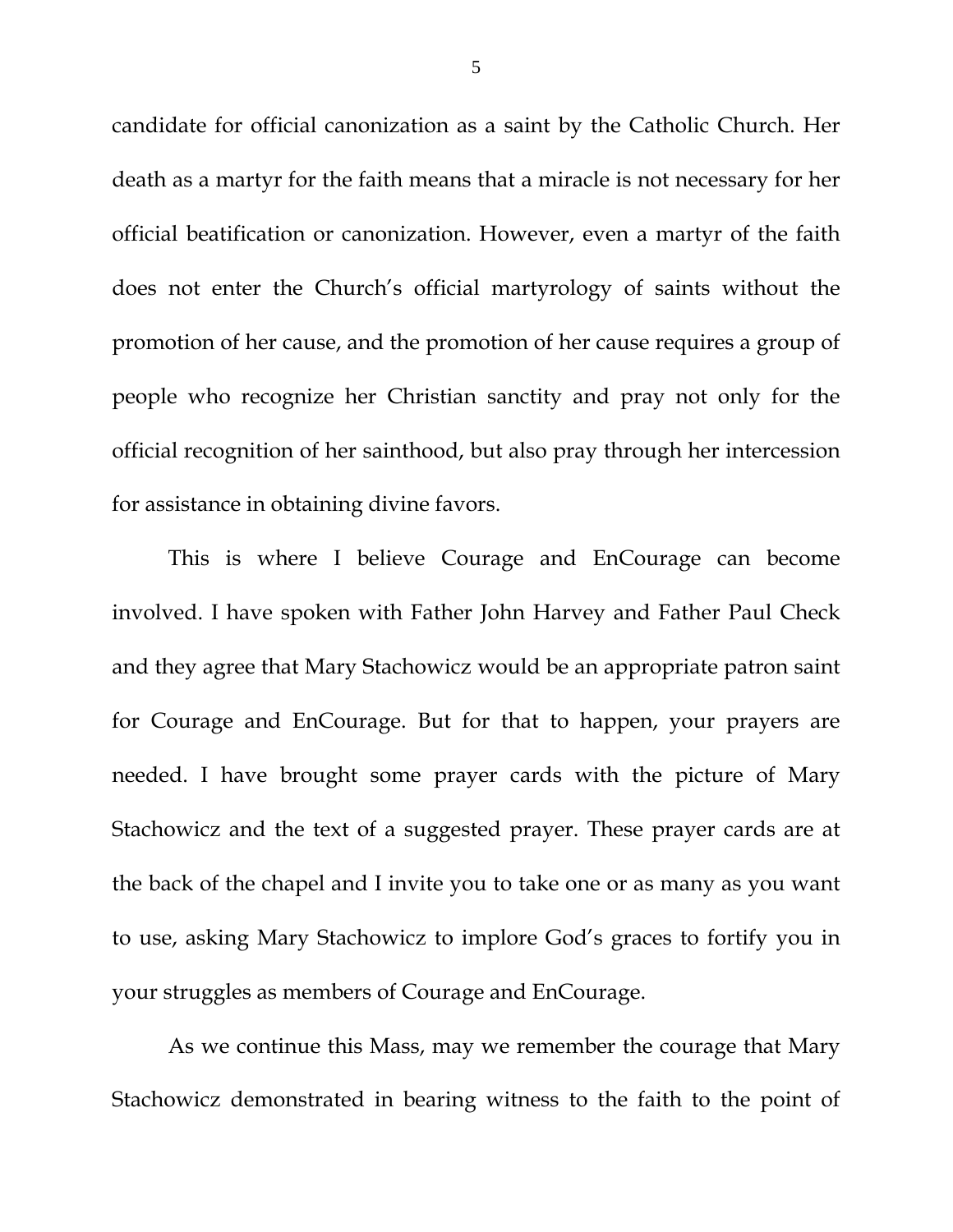candidate for official canonization as a saint by the Catholic Church. Her death as a martyr for the faith means that a miracle is not necessary for her official beatification or canonization. However, even a martyr of the faith does not enter the Church's official martyrology of saints without the promotion of her cause, and the promotion of her cause requires a group of people who recognize her Christian sanctity and pray not only for the official recognition of her sainthood, but also pray through her intercession for assistance in obtaining divine favors.

This is where I believe Courage and EnCourage can become involved. I have spoken with Father John Harvey and Father Paul Check and they agree that Mary Stachowicz would be an appropriate patron saint for Courage and EnCourage. But for that to happen, your prayers are needed. I have brought some prayer cards with the picture of Mary Stachowicz and the text of a suggested prayer. These prayer cards are at the back of the chapel and I invite you to take one or as many as you want to use, asking Mary Stachowicz to implore God's graces to fortify you in your struggles as members of Courage and EnCourage.

As we continue this Mass, may we remember the courage that Mary Stachowicz demonstrated in bearing witness to the faith to the point of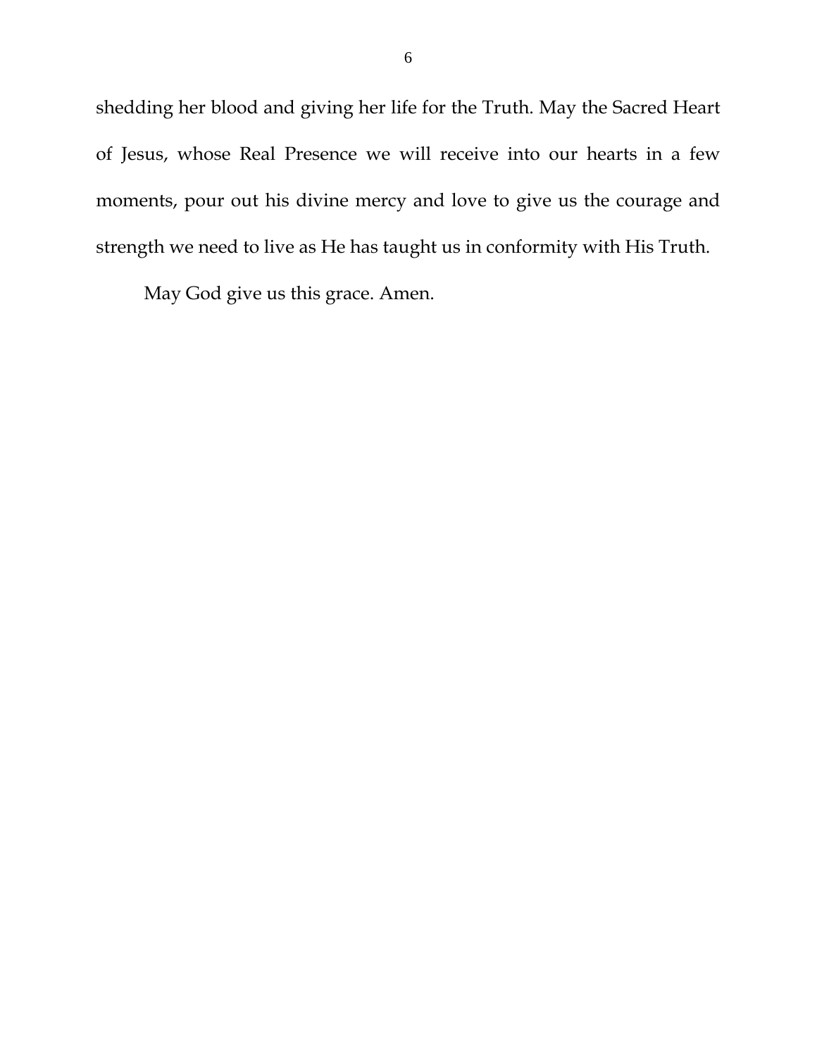shedding her blood and giving her life for the Truth. May the Sacred Heart of Jesus, whose Real Presence we will receive into our hearts in a few moments, pour out his divine mercy and love to give us the courage and strength we need to live as He has taught us in conformity with His Truth.

May God give us this grace. Amen.